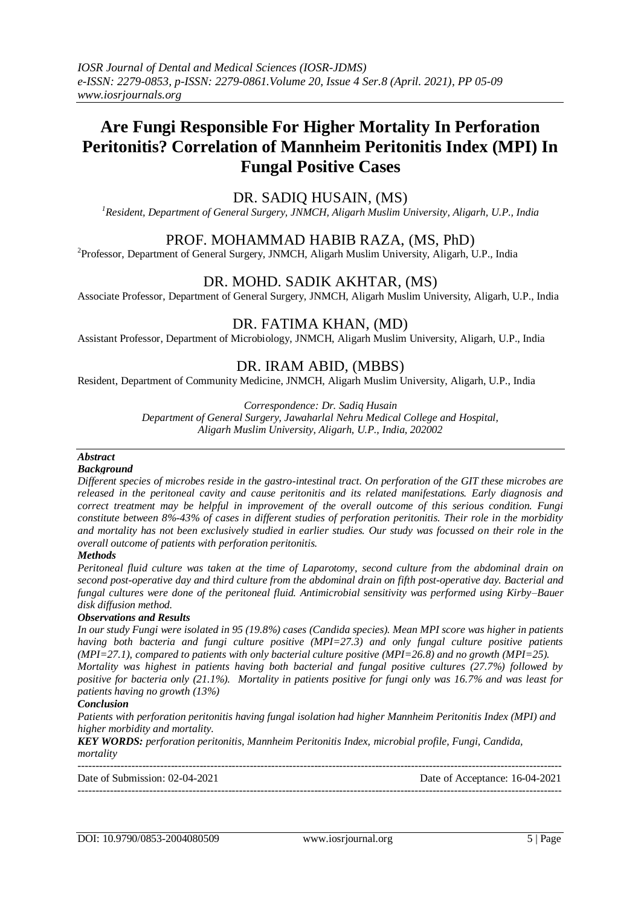# Are Fungi Responsible For Higher Mortality In Perforation Peritonitis? Correlation of Mannheim Peritonitis Index (MPI) In Fungal Positive Cases

## DR. SADIQ HUSAIN, (MS)

[1]Resident, Department of General Surgery, JNMCH, Aligarh Muslim University, Aligarh, U.P., India

## PROF. MOHAMMAD HABIB RAZA, (MS, PhD)

[2]Professor, Department of General Surgery, JNMCH, Aligarh Muslim University, Aligarh, U.P., India

## DR. MOHD. SADIK AKHTAR, (MS)

Associate Professor, Department of General Surgery, JNMCH, Aligarh Muslim University, Aligarh, U.P., India

## DR. FATIMA KHAN, (MD)

Assistant Professor, Department of Microbiology, JNMCH, Aligarh Muslim University, Aligarh, U.P., India

## DR. IRAM ABID, (MBBS)

Resident, Department of Community Medicine, JNMCH, Aligarh Muslim University, Aligarh, U.P., India

*Correspondence: Dr. Sadiq Husain*
*Department of General Surgery, Jawaharlal Nehru Medical College and Hospital, Aligarh Muslim University, Aligarh, U.P., India, 202002*

***Abstract***

***Background***

*Different species of microbes reside in the gastro-intestinal tract. On perforation of the GIT these microbes are released in the peritoneal cavity and cause peritonitis and its related manifestations. Early diagnosis and correct treatment may be helpful in improvement of the overall outcome of this serious condition. Fungi constitute between 8%-43% of cases in different studies of perforation peritonitis. Their role in the morbidity and mortality has not been exclusively studied in earlier studies. Our study was focussed on their role in the overall outcome of patients with perforation peritonitis.*

***Methods***

*Peritoneal fluid culture was taken at the time of Laparotomy, second culture from the abdominal drain on second post-operative day and third culture from the abdominal drain on fifth post-operative day. Bacterial and fungal cultures were done of the peritoneal fluid. Antimicrobial sensitivity was performed using Kirby–Bauer disk diffusion method.*

***Observations and Results***

*In our study Fungi were isolated in 95 (19.8%) cases (Candida species). Mean MPI score was higher in patients having both bacteria and fungi culture positive (MPI=27.3) and only fungal culture positive patients (MPI=27.1), compared to patients with only bacterial culture positive (MPI=26.8) and no growth (MPI=25).*

*Mortality was highest in patients having both bacterial and fungal positive cultures (27.7%) followed by positive for bacteria only (21.1%). Mortality in patients positive for fungi only was 16.7% and was least for patients having no growth (13%)*

***Conclusion***

*Patients with perforation peritonitis having fungal isolation had higher Mannheim Peritonitis Index (MPI) and higher morbidity and mortality.*

***KEY WORDS:*** *perforation peritonitis, Mannheim Peritonitis Index, microbial profile, Fungi, Candida, mortality*

---

Date of Submission: 02-04-2021 Date of Acceptance: 16-04-2021

---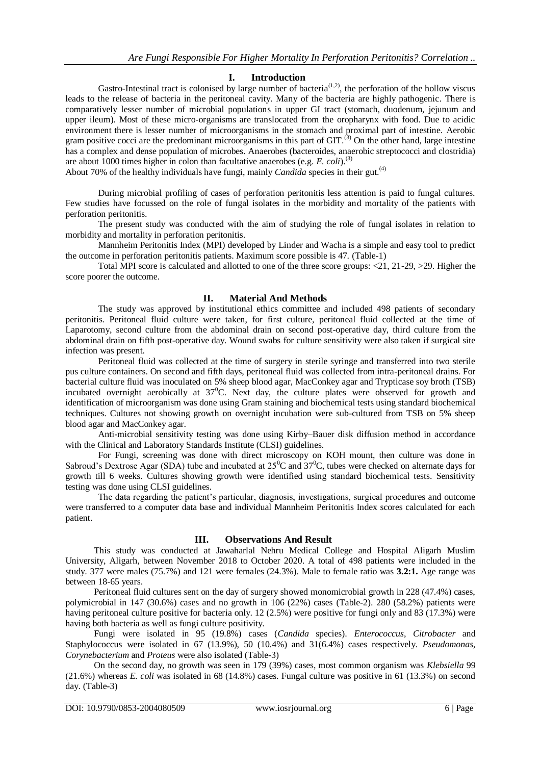## I. Introduction

Gastro-Intestinal tract is colonised by large number of bacteria[1,2], the perforation of the hollow viscus leads to the release of bacteria in the peritoneal cavity. Many of the bacteria are highly pathogenic. There is comparatively lesser number of microbial populations in upper GI tract (stomach, duodenum, jejunum and upper ileum). Most of these micro-organisms are translocated from the oropharynx with food. Due to acidic environment there is lesser number of microorganisms in the stomach and proximal part of intestine. Aerobic gram positive cocci are the predominant microorganisms in this part of GIT.[3] On the other hand, large intestine has a complex and dense population of microbes. Anaerobes (bacteroides, anaerobic streptococci and clostridia) are about 1000 times higher in colon than facultative anaerobes (e.g. *E. coli*).[3]

About 70% of the healthy individuals have fungi, mainly *Candida* species in their gut.[4]

During microbial profiling of cases of perforation peritonitis less attention is paid to fungal cultures. Few studies have focussed on the role of fungal isolates in the morbidity and mortality of the patients with perforation peritonitis.

The present study was conducted with the aim of studying the role of fungal isolates in relation to morbidity and mortality in perforation peritonitis.

Mannheim Peritonitis Index (MPI) developed by Linder and Wacha is a simple and easy tool to predict the outcome in perforation peritonitis patients. Maximum score possible is 47. (Table-1)

Total MPI score is calculated and allotted to one of the three score groups: <21, 21-29, >29. Higher the score poorer the outcome.

## II. Material And Methods

The study was approved by institutional ethics committee and included 498 patients of secondary peritonitis. Peritoneal fluid culture were taken, for first culture, peritoneal fluid collected at the time of Laparotomy, second culture from the abdominal drain on second post-operative day, third culture from the abdominal drain on fifth post-operative day. Wound swabs for culture sensitivity were also taken if surgical site infection was present.

Peritoneal fluid was collected at the time of surgery in sterile syringe and transferred into two sterile pus culture containers. On second and fifth days, peritoneal fluid was collected from intra-peritoneal drains. For bacterial culture fluid was inoculated on 5% sheep blood agar, MacConkey agar and Trypticase soy broth (TSB) incubated overnight aerobically at $37^0$C. Next day, the culture plates were observed for growth and identification of microorganism was done using Gram staining and biochemical tests using standard biochemical techniques. Cultures not showing growth on overnight incubation were sub-cultured from TSB on 5% sheep blood agar and MacConkey agar.

Anti-microbial sensitivity testing was done using Kirby–Bauer disk diffusion method in accordance with the Clinical and Laboratory Standards Institute (CLSI) guidelines.

For Fungi, screening was done with direct microscopy on KOH mount, then culture was done in Sabroud's Dextrose Agar (SDA) tube and incubated at $25^0$C and $37^0$C, tubes were checked on alternate days for growth till 6 weeks. Cultures showing growth were identified using standard biochemical tests. Sensitivity testing was done using CLSI guidelines.

The data regarding the patient's particular, diagnosis, investigations, surgical procedures and outcome were transferred to a computer data base and individual Mannheim Peritonitis Index scores calculated for each patient.

## III. Observations And Result

This study was conducted at Jawaharlal Nehru Medical College and Hospital Aligarh Muslim University, Aligarh, between November 2018 to October 2020. A total of 498 patients were included in the study. 377 were males (75.7%) and 121 were females (24.3%). Male to female ratio was **3.2:1.** Age range was between 18-65 years.

Peritoneal fluid cultures sent on the day of surgery showed monomicrobial growth in 228 (47.4%) cases, polymicrobial in 147 (30.6%) cases and no growth in 106 (22%) cases (Table-2). 280 (58.2%) patients were having peritoneal culture positive for bacteria only. 12 (2.5%) were positive for fungi only and 83 (17.3%) were having both bacteria as well as fungi culture positivity.

Fungi were isolated in 95 (19.8%) cases (*Candida* species). *Enterococcus*, *Citrobacter* and Staphylococcus were isolated in 67 (13.9%), 50 (10.4%) and 31(6.4%) cases respectively. *Pseudomonas*, *Corynebacterium* and *Proteus* were also isolated (Table-3)

On the second day, no growth was seen in 179 (39%) cases, most common organism was *Klebsiella* 99 (21.6%) whereas *E. coli* was isolated in 68 (14.8%) cases. Fungal culture was positive in 61 (13.3%) on second day. (Table-3)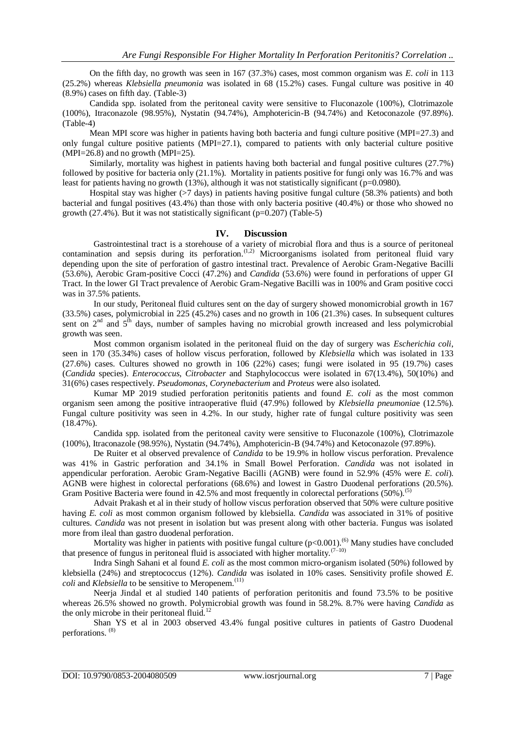On the fifth day, no growth was seen in 167 (37.3%) cases, most common organism was *E. coli* in 113 (25.2%) whereas *Klebsiella pneumonia* was isolated in 68 (15.2%) cases. Fungal culture was positive in 40 (8.9%) cases on fifth day. (Table-3)

Candida spp. isolated from the peritoneal cavity were sensitive to Fluconazole (100%), Clotrimazole (100%), Itraconazole (98.95%), Nystatin (94.74%), Amphotericin-B (94.74%) and Ketoconazole (97.89%). (Table-4)

Mean MPI score was higher in patients having both bacteria and fungi culture positive (MPI=27.3) and only fungal culture positive patients (MPI=27.1), compared to patients with only bacterial culture positive (MPI=26.8) and no growth (MPI=25).

Similarly, mortality was highest in patients having both bacterial and fungal positive cultures (27.7%) followed by positive for bacteria only (21.1%). Mortality in patients positive for fungi only was 16.7% and was least for patients having no growth (13%), although it was not statistically significant (p=0.0980).

Hospital stay was higher (>7 days) in patients having positive fungal culture (58.3% patients) and both bacterial and fungal positives (43.4%) than those with only bacteria positive (40.4%) or those who showed no growth (27.4%). But it was not statistically significant (p=0.207) (Table-5)

## IV. Discussion

Gastrointestinal tract is a storehouse of a variety of microbial flora and thus is a source of peritoneal contamination and sepsis during its perforation.[1,2] Microorganisms isolated from peritoneal fluid vary depending upon the site of perforation of gastro intestinal tract. Prevalence of Aerobic Gram-Negative Bacilli (53.6%), Aerobic Gram-positive Cocci (47.2%) and *Candida* (53.6%) were found in perforations of upper GI Tract. In the lower GI Tract prevalence of Aerobic Gram-Negative Bacilli was in 100% and Gram positive cocci was in 37.5% patients.

In our study, Peritoneal fluid cultures sent on the day of surgery showed monomicrobial growth in 167 (33.5%) cases, polymicrobial in 225 (45.2%) cases and no growth in 106 (21.3%) cases. In subsequent cultures sent on 2nd and 5th days, number of samples having no microbial growth increased and less polymicrobial growth was seen.

Most common organism isolated in the peritoneal fluid on the day of surgery was *Escherichia coli*, seen in 170 (35.34%) cases of hollow viscus perforation, followed by *Klebsiella* which was isolated in 133 (27.6%) cases. Cultures showed no growth in 106 (22%) cases; fungi were isolated in 95 (19.7%) cases (*Candida* species). *Enterococcus*, *Citrobacter* and Staphylococcus were isolated in 67(13.4%), 50(10%) and 31(6%) cases respectively. *Pseudomonas*, *Corynebacterium* and *Proteus* were also isolated.

Kumar MP 2019 studied perforation peritonitis patients and found *E. coli* as the most common organism seen among the positive intraoperative fluid (47.9%) followed by *Klebsiella pneumonia*e (12.5%). Fungal culture positivity was seen in 4.2%. In our study, higher rate of fungal culture positivity was seen (18.47%).

Candida spp. isolated from the peritoneal cavity were sensitive to Fluconazole (100%), Clotrimazole (100%), Itraconazole (98.95%), Nystatin (94.74%), Amphotericin-B (94.74%) and Ketoconazole (97.89%).

De Ruiter et al observed prevalence of *Candida* to be 19.9% in hollow viscus perforation. Prevalence was 41% in Gastric perforation and 34.1% in Small Bowel Perforation. *Candida* was not isolated in appendicular perforation. Aerobic Gram-Negative Bacilli (AGNB) were found in 52.9% (45% were *E. coli*). AGNB were highest in colorectal perforations (68.6%) and lowest in Gastro Duodenal perforations (20.5%). Gram Positive Bacteria were found in 42.5% and most frequently in colorectal perforations (50%).[5]

Advait Prakash et al in their study of hollow viscus perforation observed that 50% were culture positive having *E. coli* as most common organism followed by klebsiella. *Candida* was associated in 31% of positive cultures. *Candida* was not present in isolation but was present along with other bacteria. Fungus was isolated more from ileal than gastro duodenal perforation.

Mortality was higher in patients with positive fungal culture (p<0.001).[6] Many studies have concluded that presence of fungus in peritoneal fluid is associated with higher mortality.[7–10]

Indra Singh Sahani et al found *E. coli* as the most common micro-organism isolated (50%) followed by klebsiella (24%) and streptococcus (12%). *Candida* was isolated in 10% cases. Sensitivity profile showed *E. coli* and *Klebsiella* to be sensitive to Meropenem.[11]

Neerja Jindal et al studied 140 patients of perforation peritonitis and found 73.5% to be positive whereas 26.5% showed no growth. Polymicrobial growth was found in 58.2%. 8.7% were having *Candida* as the only microbe in their peritoneal fluid.[12]

Shan YS et al in 2003 observed 43.4% fungal positive cultures in patients of Gastro Duodenal perforations.[8]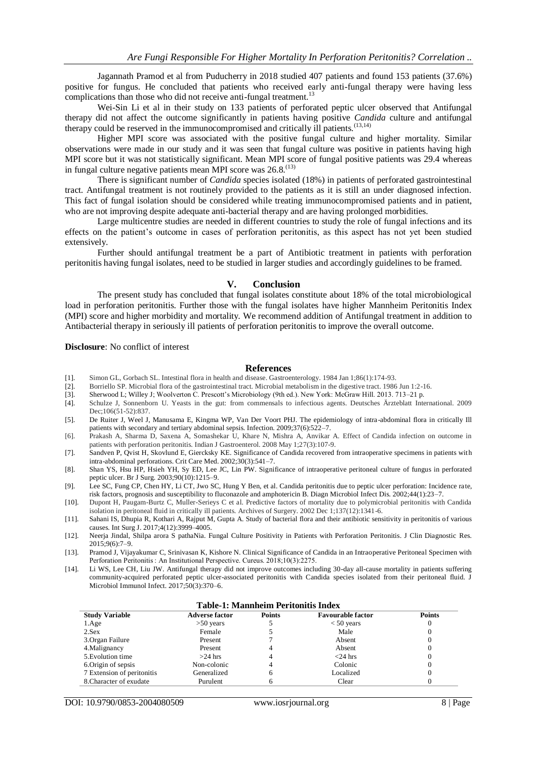Jagannath Pramod et al from Puducherry in 2018 studied 407 patients and found 153 patients (37.6%) positive for fungus. He concluded that patients who received early anti-fungal therapy were having less complications than those who did not receive anti-fungal treatment.[13]

Wei-Sin Li et al in their study on 133 patients of perforated peptic ulcer observed that Antifungal therapy did not affect the outcome significantly in patients having positive *Candida* culture and antifungal therapy could be reserved in the immunocompromised and critically ill patients.[13,14]

Higher MPI score was associated with the positive fungal culture and higher mortality. Similar observations were made in our study and it was seen that fungal culture was positive in patients having high MPI score but it was not statistically significant. Mean MPI score of fungal positive patients was 29.4 whereas in fungal culture negative patients mean MPI score was 26.8.[13]

There is significant number of *Candida* species isolated (18%) in patients of perforated gastrointestinal tract. Antifungal treatment is not routinely provided to the patients as it is still an under diagnosed infection. This fact of fungal isolation should be considered while treating immunocompromised patients and in patient, who are not improving despite adequate anti-bacterial therapy and are having prolonged morbidities.

Large multicentre studies are needed in different countries to study the role of fungal infections and its effects on the patient's outcome in cases of perforation peritonitis, as this aspect has not yet been studied extensively.

Further should antifungal treatment be a part of Antibiotic treatment in patients with perforation peritonitis having fungal isolates, need to be studied in larger studies and accordingly guidelines to be framed.

## V. Conclusion

The present study has concluded that fungal isolates constitute about 18% of the total microbiological load in perforation peritonitis. Further those with the fungal isolates have higher Mannheim Peritonitis Index (MPI) score and higher morbidity and mortality. We recommend addition of Antifungal treatment in addition to Antibacterial therapy in seriously ill patients of perforation peritonitis to improve the overall outcome.

**Disclosure**: No conflict of interest

## References

[1]. Simon GL, Gorbach SL. Intestinal flora in health and disease. Gastroenterology. 1984 Jan 1;86(1):174-93.

[2]. Borriello SP. Microbial flora of the gastrointestinal tract. Microbial metabolism in the digestive tract. 1986 Jun 1:2-16.

[3]. Sherwood L; Willey J; Woolverton C. Prescott's Microbiology (9th ed.). New York: McGraw Hill. 2013. 713–21 p.

[4]. Schulze J, Sonnenborn U. Yeasts in the gut: from commensals to infectious agents. Deutsches Ärzteblatt International. 2009 Dec;106(51-52):837.

[5]. De Ruiter J, Weel J, Manusama E, Kingma WP, Van Der Voort PHJ. The epidemiology of intra-abdominal flora in critically Ill patients with secondary and tertiary abdominal sepsis. Infection. 2009;37(6):522–7.

[6]. Prakash A, Sharma D, Saxena A, Somashekar U, Khare N, Mishra A, Anvikar A. Effect of Candida infection on outcome in patients with perforation peritonitis. Indian J Gastroenterol. 2008 May 1;27(3):107-9.

[7]. Sandven P, Qvist H, Skovlund E, Giercksky KE. Significance of Candida recovered from intraoperative specimens in patients with intra-abdominal perforations. Crit Care Med. 2002;30(3):541–7.

[8]. Shan YS, Hsu HP, Hsieh YH, Sy ED, Lee JC, Lin PW. Significance of intraoperative peritoneal culture of fungus in perforated peptic ulcer. Br J Surg. 2003;90(10):1215–9.

[9]. Lee SC, Fung CP, Chen HY, Li CT, Jwo SC, Hung Y Ben, et al. Candida peritonitis due to peptic ulcer perforation: Incidence rate, risk factors, prognosis and susceptibility to fluconazole and amphotericin B. Diagn Microbiol Infect Dis. 2002;44(1):23–7.

[10]. Dupont H, Paugam-Burtz C, Muller-Serieys C et al. Predictive factors of mortality due to polymicrobial peritonitis with Candida isolation in peritoneal fluid in critically ill patients. Archives of Surgery. 2002 Dec 1;137(12):1341-6.

[11]. Sahani IS, Dhupia R, Kothari A, Rajput M, Gupta A. Study of bacterial flora and their antibiotic sensitivity in peritonitis of various causes. Int Surg J. 2017;4(12):3999–4005.

[12]. Neerja Jindal, Shilpa arora S pathaNia. Fungal Culture Positivity in Patients with Perforation Peritonitis. J Clin Diagnostic Res. 2015;9(6):7–9.

[13]. Pramod J, Vijayakumar C, Srinivasan K, Kishore N. Clinical Significance of Candida in an Intraoperative Peritoneal Specimen with Perforation Peritonitis : An Institutional Perspective. Cureus. 2018;10(3):2275.

[14]. Li WS, Lee CH, Liu JW. Antifungal therapy did not improve outcomes including 30-day all-cause mortality in patients suffering community-acquired perforated peptic ulcer-associated peritonitis with Candida species isolated from their peritoneal fluid. J Microbiol Immunol Infect. 2017;50(3):370–6.

**Table-1: Mannheim Peritonitis Index**

| Study Variable | Adverse factor | Points | Favourable factor | Points |
|---|---|---|---|---|
| 1.Age | >50 years | 5 | < 50 years | 0 |
| 2.Sex | Female | 5 | Male | 0 |
| 3.Organ Failure | Present | 7 | Absent | 0 |
| 4.Malignancy | Present | 4 | Absent | 0 |
| 5.Evolution time | >24 hrs | 4 | <24 hrs | 0 |
| 6.Origin of sepsis | Non-colonic | 4 | Colonic | 0 |
| 7 Extension of peritonitis | Generalized | 6 | Localized | 0 |
| 8.Character of exudate | Purulent | 6 | Clear | 0 |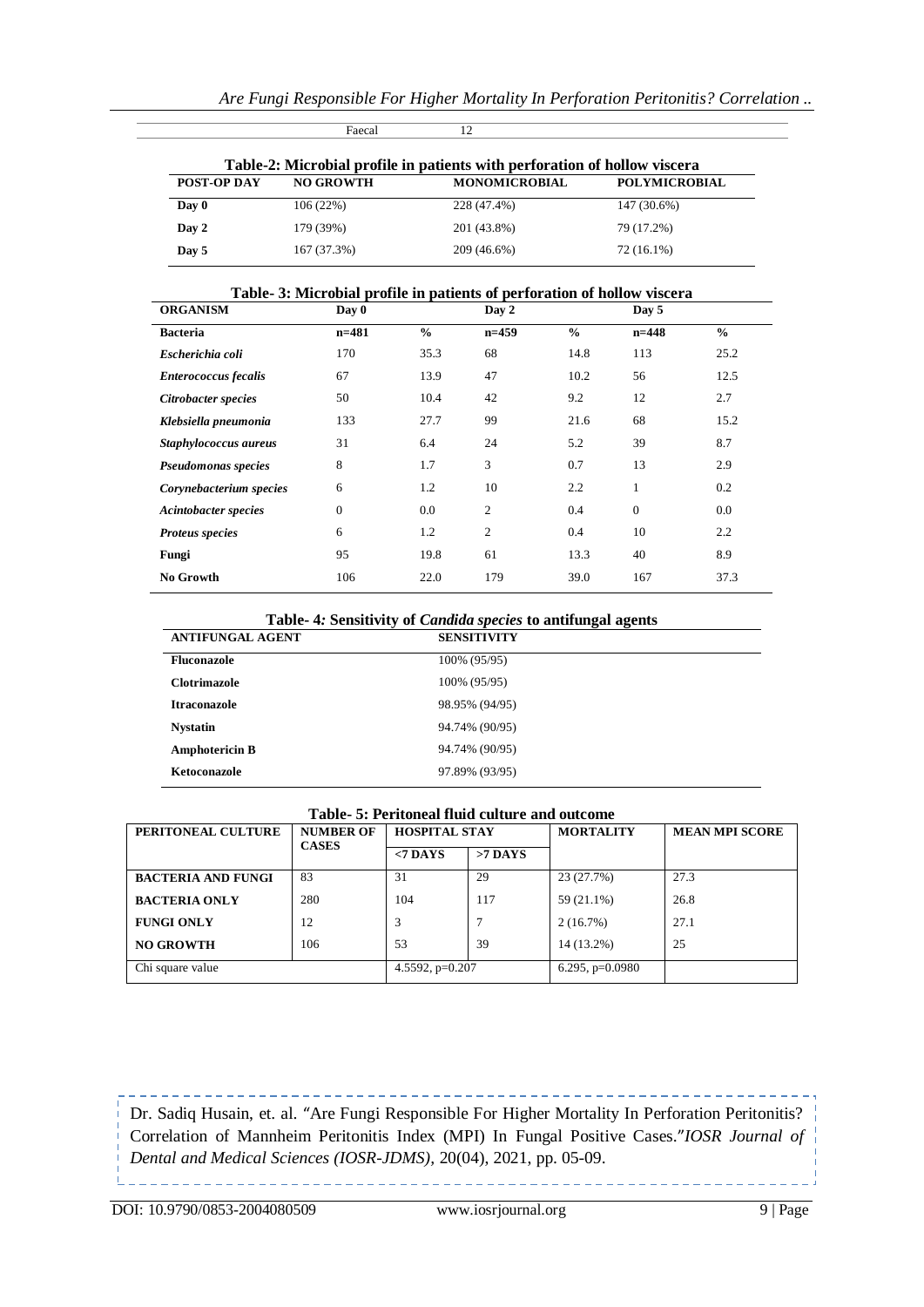| | |
|---|---|
| Faecal | 12 |

**Table-2: Microbial profile in patients with perforation of hollow viscera**

| POST-OP DAY | NO GROWTH | MONOMICROBIAL | POLYMICROBIAL |
|---|---|---|---|
| Day 0 | 106 (22%) | 228 (47.4%) | 147 (30.6%) |
| Day 2 | 179 (39%) | 201 (43.8%) | 79 (17.2%) |
| Day 5 | 167 (37.3%) | 209 (46.6%) | 72 (16.1%) |

**Table- 3: Microbial profile in patients of perforation of hollow viscera**

| ORGANISM | Day 0 | | Day 2 | | Day 5 | |
|---|---|---|---|---|---|---|
| **Bacteria** | **n=481** | **%** | **n=459** | **%** | **n=448** | **%** |
| *Escherichia coli* | 170 | 35.3 | 68 | 14.8 | 113 | 25.2 |
| *Enterococcus fecalis* | 67 | 13.9 | 47 | 10.2 | 56 | 12.5 |
| *Citrobacter species* | 50 | 10.4 | 42 | 9.2 | 12 | 2.7 |
| *Klebsiella pneumonia* | 133 | 27.7 | 99 | 21.6 | 68 | 15.2 |
| *Staphylococcus aureus* | 31 | 6.4 | 24 | 5.2 | 39 | 8.7 |
| *Pseudomonas species* | 8 | 1.7 | 3 | 0.7 | 13 | 2.9 |
| *Corynebacterium species* | 6 | 1.2 | 10 | 2.2 | 1 | 0.2 |
| *Acintobacter species* | 0 | 0.0 | 2 | 0.4 | 0 | 0.0 |
| *Proteus species* | 6 | 1.2 | 2 | 0.4 | 10 | 2.2 |
| **Fungi** | 95 | 19.8 | 61 | 13.3 | 40 | 8.9 |
| **No Growth** | 106 | 22.0 | 179 | 39.0 | 167 | 37.3 |

**Table- 4: Sensitivity of *Candida species* to antifungal agents**

| ANTIFUNGAL AGENT | SENSITIVITY |
|---|---|
| **Fluconazole** | 100% (95/95) |
| **Clotrimazole** | 100% (95/95) |
| **Itraconazole** | 98.95% (94/95) |
| **Nystatin** | 94.74% (90/95) |
| **Amphotericin B** | 94.74% (90/95) |
| **Ketoconazole** | 97.89% (93/95) |

**Table- 5: Peritoneal fluid culture and outcome**

| PERITONEAL CULTURE | NUMBER OF CASES | HOSPITAL STAY | | MORTALITY | MEAN MPI SCORE |
|---|---|---|---|---|---|
| | | <7 DAYS | >7 DAYS | | |
| **BACTERIA AND FUNGI** | 83 | 31 | 29 | 23 (27.7%) | 27.3 |
| **BACTERIA ONLY** | 280 | 104 | 117 | 59 (21.1%) | 26.8 |
| **FUNGI ONLY** | 12 | 3 | 7 | 2 (16.7%) | 27.1 |
| **NO GROWTH** | 106 | 53 | 39 | 14 (13.2%) | 25 |
| Chi square value | | 4.5592, p=0.207 | | 6.295, p=0.0980 | |

Dr. Sadiq Husain, et. al. "Are Fungi Responsible For Higher Mortality In Perforation Peritonitis? Correlation of Mannheim Peritonitis Index (MPI) In Fungal Positive Cases."*IOSR Journal of Dental and Medical Sciences (IOSR-JDMS),* 20(04), 2021, pp. 05-09.